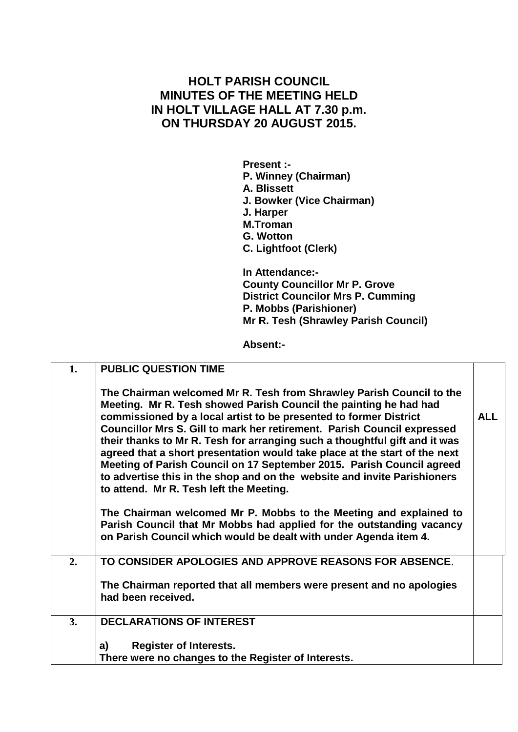# HOLT PARISH COUNCIL
# MINUTES OF THE MEETING HELD IN HOLT VILLAGE HALL AT 7.30 p.m. ON THURSDAY 20 AUGUST 2015.

**Present :-**
**P. Winney (Chairman)**
**A. Blissett**
**J. Bowker (Vice Chairman)**
**J. Harper**
**M.Troman**
**G. Wotton**
**C. Lightfoot (Clerk)**

**In Attendance:-**
**County Councillor Mr P. Grove**
**District Councilor Mrs P. Cumming**
**P. Mobbs (Parishioner)**
**Mr R. Tesh (Shrawley Parish Council)**

**Absent:-**

| | | |
|---|---|---|
| **1.** | **PUBLIC QUESTION TIME**<br><br>**The Chairman welcomed Mr R. Tesh from Shrawley Parish Council to the Meeting. Mr R. Tesh showed Parish Council the painting he had had commissioned by a local artist to be presented to former District Councillor Mrs S. Gill to mark her retirement. Parish Council expressed their thanks to Mr R. Tesh for arranging such a thoughtful gift and it was agreed that a short presentation would take place at the start of the next Meeting of Parish Council on 17 September 2015. Parish Council agreed to advertise this in the shop and on the website and invite Parishioners to attend. Mr R. Tesh left the Meeting.**<br><br>**The Chairman welcomed Mr P. Mobbs to the Meeting and explained to Parish Council that Mr Mobbs had applied for the outstanding vacancy on Parish Council which would be dealt with under Agenda item 4.** | **ALL** |
| **2.** | **TO CONSIDER APOLOGIES AND APPROVE REASONS FOR ABSENCE.**<br><br>**The Chairman reported that all members were present and no apologies had been received.** | |
| **3.** | **DECLARATIONS OF INTEREST**<br><br>**a) Register of Interests.**<br>**There were no changes to the Register of Interests.** | |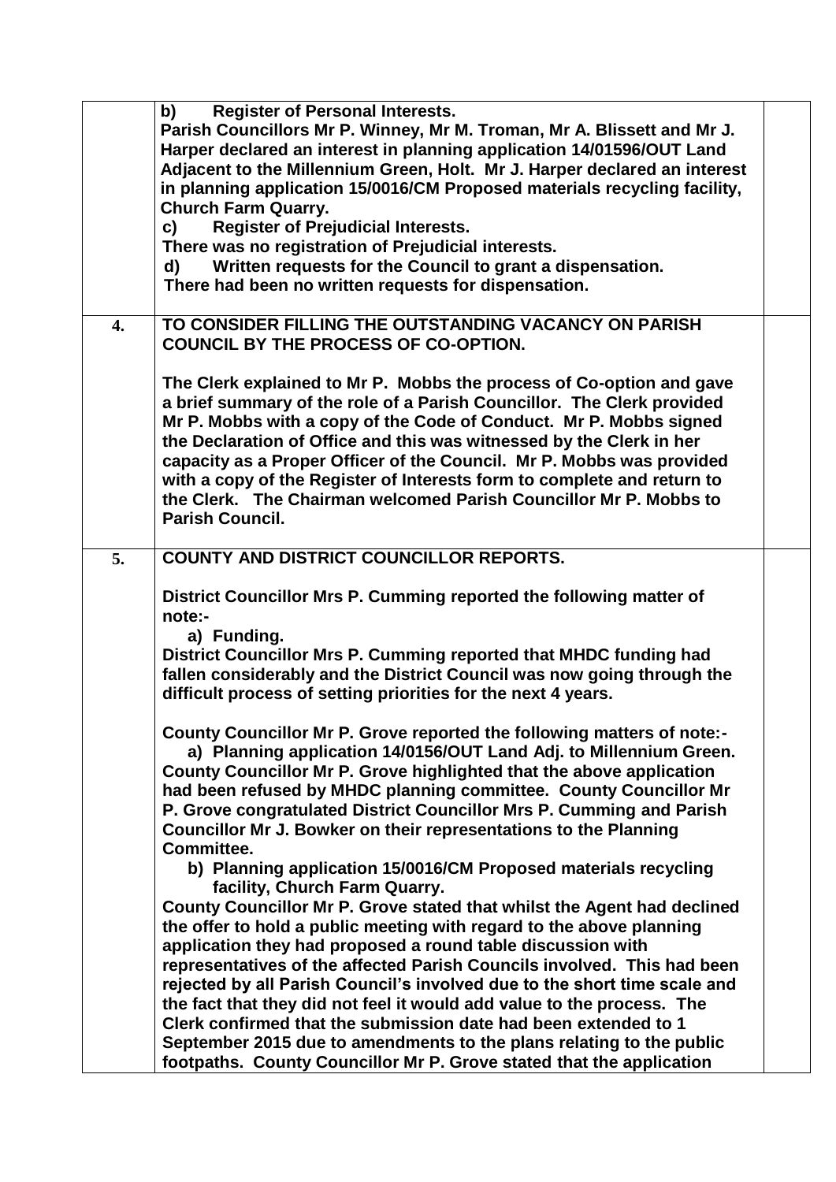| | | |
|---|---|---|
| | **b) Register of Personal Interests.**<br>**Parish Councillors Mr P. Winney, Mr M. Troman, Mr A. Blissett and Mr J. Harper declared an interest in planning application 14/01596/OUT Land Adjacent to the Millennium Green, Holt. Mr J. Harper declared an interest in planning application 15/0016/CM Proposed materials recycling facility, Church Farm Quarry.**<br>**c) Register of Prejudicial Interests.**<br>**There was no registration of Prejudicial interests.**<br>**d) Written requests for the Council to grant a dispensation.**<br>**There had been no written requests for dispensation.** | |
| **4.** | **TO CONSIDER FILLING THE OUTSTANDING VACANCY ON PARISH COUNCIL BY THE PROCESS OF CO-OPTION.**<br><br>**The Clerk explained to Mr P. Mobbs the process of Co-option and gave a brief summary of the role of a Parish Councillor. The Clerk provided Mr P. Mobbs with a copy of the Code of Conduct. Mr P. Mobbs signed the Declaration of Office and this was witnessed by the Clerk in her capacity as a Proper Officer of the Council. Mr P. Mobbs was provided with a copy of the Register of Interests form to complete and return to the Clerk. The Chairman welcomed Parish Councillor Mr P. Mobbs to Parish Council.** | |
| **5.** | **COUNTY AND DISTRICT COUNCILLOR REPORTS.**<br><br>**District Councillor Mrs P. Cumming reported the following matter of note:-**<br>**a) Funding.**<br>**District Councillor Mrs P. Cumming reported that MHDC funding had fallen considerably and the District Council was now going through the difficult process of setting priorities for the next 4 years.**<br><br>**County Councillor Mr P. Grove reported the following matters of note:-**<br>**a) Planning application 14/0156/OUT Land Adj. to Millennium Green.**<br>**County Councillor Mr P. Grove highlighted that the above application had been refused by MHDC planning committee. County Councillor Mr P. Grove congratulated District Councillor Mrs P. Cumming and Parish Councillor Mr J. Bowker on their representations to the Planning Committee.**<br>**b) Planning application 15/0016/CM Proposed materials recycling facility, Church Farm Quarry.**<br>**County Councillor Mr P. Grove stated that whilst the Agent had declined the offer to hold a public meeting with regard to the above planning application they had proposed a round table discussion with representatives of the affected Parish Councils involved. This had been rejected by all Parish Council's involved due to the short time scale and the fact that they did not feel it would add value to the process. The Clerk confirmed that the submission date had been extended to 1 September 2015 due to amendments to the plans relating to the public footpaths. County Councillor Mr P. Grove stated that the application** | |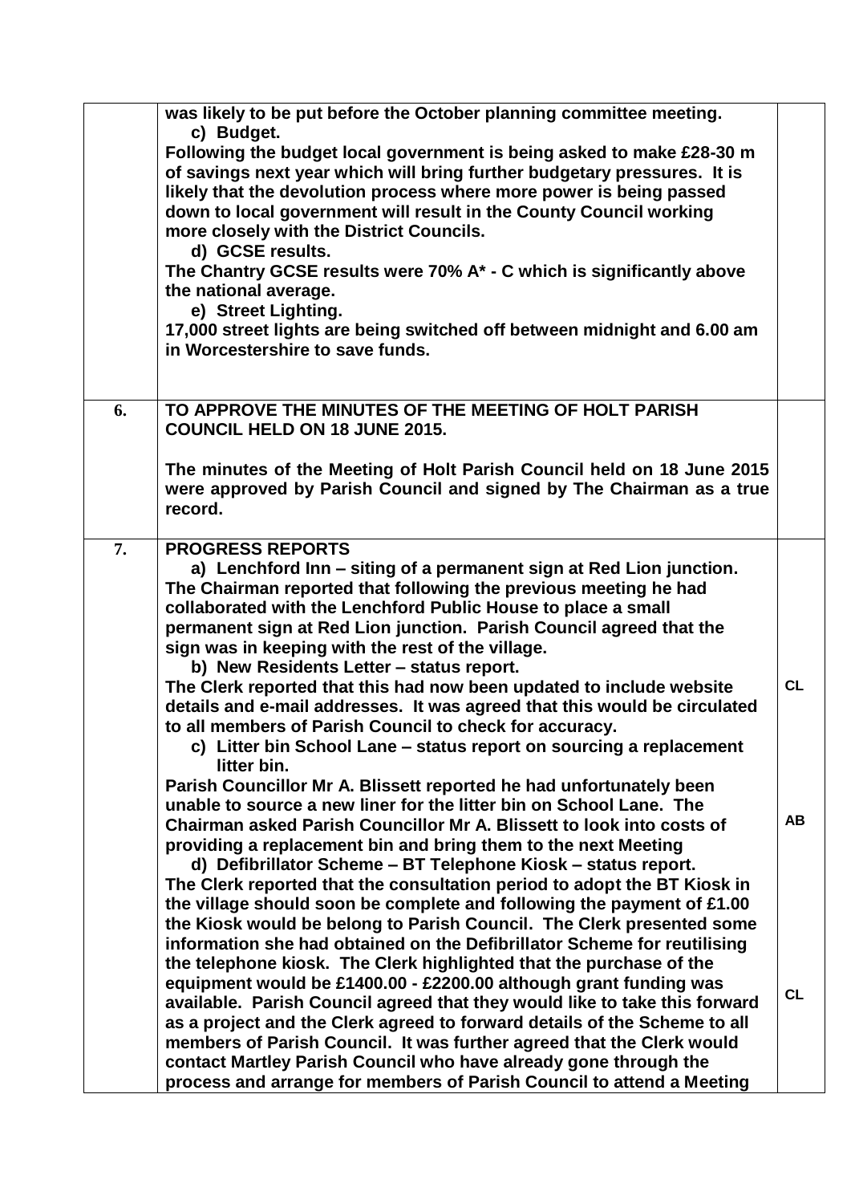| | | |
|---|---|---|
| | **was likely to be put before the October planning committee meeting.**<br>**c) Budget.**<br>**Following the budget local government is being asked to make £28-30 m of savings next year which will bring further budgetary pressures. It is likely that the devolution process where more power is being passed down to local government will result in the County Council working more closely with the District Councils.**<br>**d) GCSE results.**<br>**The Chantry GCSE results were 70% A* - C which is significantly above the national average.**<br>**e) Street Lighting.**<br>**17,000 street lights are being switched off between midnight and 6.00 am in Worcestershire to save funds.** | |
| **6.** | **TO APPROVE THE MINUTES OF THE MEETING OF HOLT PARISH COUNCIL HELD ON 18 JUNE 2015.**<br><br>**The minutes of the Meeting of Holt Parish Council held on 18 June 2015 were approved by Parish Council and signed by The Chairman as a true record.** | |
| **7.** | **PROGRESS REPORTS**<br>**a) Lenchford Inn – siting of a permanent sign at Red Lion junction.**<br>**The Chairman reported that following the previous meeting he had collaborated with the Lenchford Public House to place a small permanent sign at Red Lion junction. Parish Council agreed that the sign was in keeping with the rest of the village.**<br>**b) New Residents Letter – status report.**<br>**The Clerk reported that this had now been updated to include website details and e-mail addresses. It was agreed that this would be circulated to all members of Parish Council to check for accuracy.**<br>**c) Litter bin School Lane – status report on sourcing a replacement litter bin.**<br>**Parish Councillor Mr A. Blissett reported he had unfortunately been unable to source a new liner for the litter bin on School Lane. The Chairman asked Parish Councillor Mr A. Blissett to look into costs of providing a replacement bin and bring them to the next Meeting**<br>**d) Defibrillator Scheme – BT Telephone Kiosk – status report.**<br>**The Clerk reported that the consultation period to adopt the BT Kiosk in the village should soon be complete and following the payment of £1.00 the Kiosk would be belong to Parish Council. The Clerk presented some information she had obtained on the Defibrillator Scheme for reutilising the telephone kiosk. The Clerk highlighted that the purchase of the equipment would be £1400.00 - £2200.00 although grant funding was available. Parish Council agreed that they would like to take this forward as a project and the Clerk agreed to forward details of the Scheme to all members of Parish Council. It was further agreed that the Clerk would contact Martley Parish Council who have already gone through the process and arrange for members of Parish Council to attend a Meeting** | **CL**<br><br>**AB**<br><br>**CL** |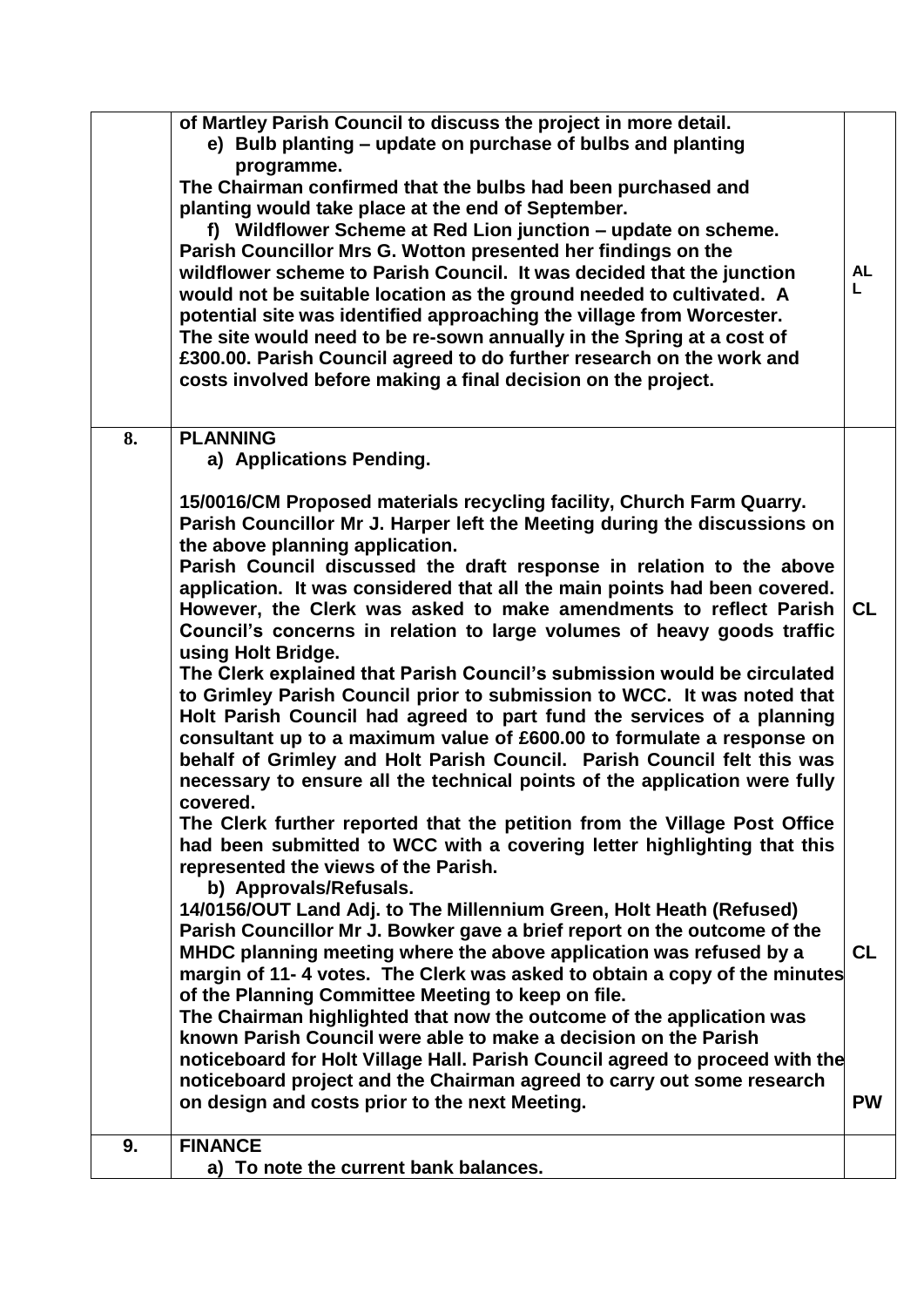|  |  |  |
| --- | --- | --- |
|  | **of Martley Parish Council to discuss the project in more detail.**<br>**e) Bulb planting – update on purchase of bulbs and planting programme.**<br>**The Chairman confirmed that the bulbs had been purchased and planting would take place at the end of September.**<br>**f) Wildflower Scheme at Red Lion junction – update on scheme.**<br>**Parish Councillor Mrs G. Wotton presented her findings on the wildflower scheme to Parish Council. It was decided that the junction would not be suitable location as the ground needed to cultivated. A potential site was identified approaching the village from Worcester. The site would need to be re-sown annually in the Spring at a cost of £300.00. Parish Council agreed to do further research on the work and costs involved before making a final decision on the project.** | **ALL** |
| **8.** | **PLANNING**<br>**a) Applications Pending.**<br><br>**15/0016/CM Proposed materials recycling facility, Church Farm Quarry.**<br>**Parish Councillor Mr J. Harper left the Meeting during the discussions on the above planning application.**<br>**Parish Council discussed the draft response in relation to the above application. It was considered that all the main points had been covered. However, the Clerk was asked to make amendments to reflect Parish Council's concerns in relation to large volumes of heavy goods traffic using Holt Bridge.**<br>**The Clerk explained that Parish Council's submission would be circulated to Grimley Parish Council prior to submission to WCC. It was noted that Holt Parish Council had agreed to part fund the services of a planning consultant up to a maximum value of £600.00 to formulate a response on behalf of Grimley and Holt Parish Council. Parish Council felt this was necessary to ensure all the technical points of the application were fully covered.**<br>**The Clerk further reported that the petition from the Village Post Office had been submitted to WCC with a covering letter highlighting that this represented the views of the Parish.**<br>**b) Approvals/Refusals.**<br>**14/0156/OUT Land Adj. to The Millennium Green, Holt Heath (Refused)**<br>**Parish Councillor Mr J. Bowker gave a brief report on the outcome of the MHDC planning meeting where the above application was refused by a margin of 11- 4 votes. The Clerk was asked to obtain a copy of the minutes of the Planning Committee Meeting to keep on file.**<br>**The Chairman highlighted that now the outcome of the application was known Parish Council were able to make a decision on the Parish noticeboard for Holt Village Hall. Parish Council agreed to proceed with the noticeboard project and the Chairman agreed to carry out some research on design and costs prior to the next Meeting.** | **CL**<br><br><br><br><br><br><br><br>**CL**<br><br><br><br>**PW** |
| **9.** | **FINANCE**<br>**a) To note the current bank balances.** |  |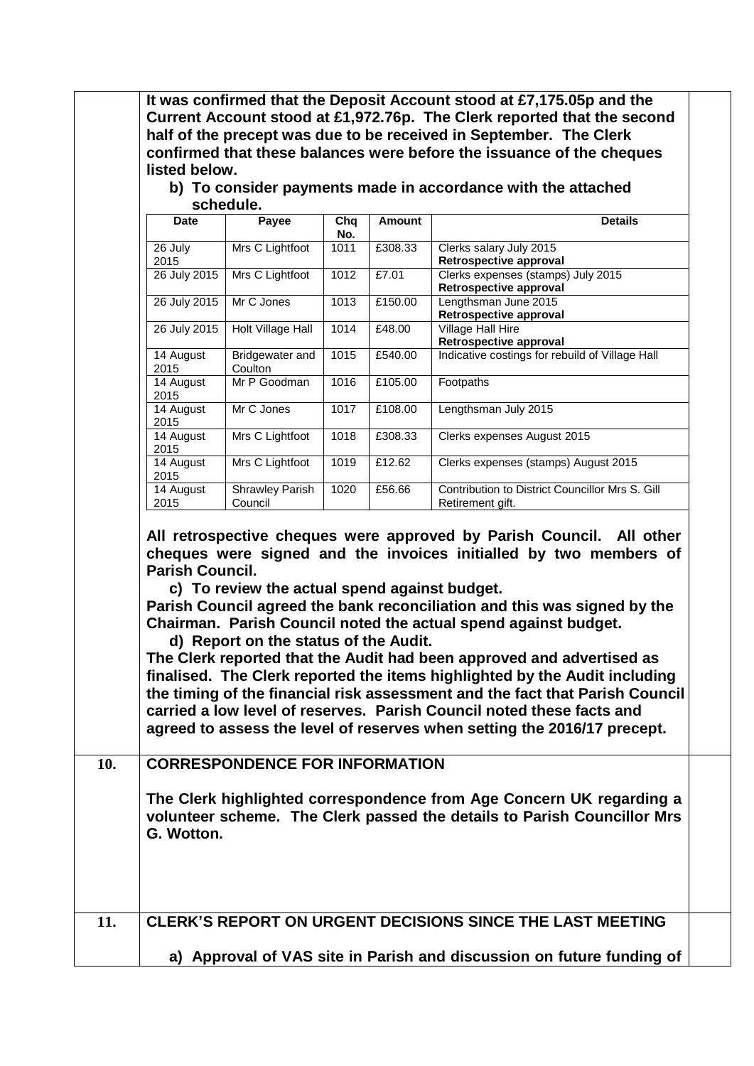**It was confirmed that the Deposit Account stood at £7,175.05p and the Current Account stood at £1,972.76p. The Clerk reported that the second half of the precept was due to be received in September. The Clerk confirmed that these balances were before the issuance of the cheques listed below.**

**b) To consider payments made in accordance with the attached schedule.**

| Date | Payee | Chq No. | Amount | Details |
|---|---|---|---|---|
| 26 July 2015 | Mrs C Lightfoot | 1011 | £308.33 | Clerks salary July 2015 **Retrospective approval** |
| 26 July 2015 | Mrs C Lightfoot | 1012 | £7.01 | Clerks expenses (stamps) July 2015 **Retrospective approval** |
| 26 July 2015 | Mr C Jones | 1013 | £150.00 | Lengthsman June 2015 **Retrospective approval** |
| 26 July 2015 | Holt Village Hall | 1014 | £48.00 | Village Hall Hire **Retrospective approval** |
| 14 August 2015 | Bridgewater and Coulton | 1015 | £540.00 | Indicative costings for rebuild of Village Hall |
| 14 August 2015 | Mr P Goodman | 1016 | £105.00 | Footpaths |
| 14 August 2015 | Mr C Jones | 1017 | £108.00 | Lengthsman July 2015 |
| 14 August 2015 | Mrs C Lightfoot | 1018 | £308.33 | Clerks expenses August 2015 |
| 14 August 2015 | Mrs C Lightfoot | 1019 | £12.62 | Clerks expenses (stamps) August 2015 |
| 14 August 2015 | Shrawley Parish Council | 1020 | £56.66 | Contribution to District Councillor Mrs S. Gill Retirement gift. |

**All retrospective cheques were approved by Parish Council. All other cheques were signed and the invoices initialled by two members of Parish Council.**

**c) To review the actual spend against budget.**

**Parish Council agreed the bank reconciliation and this was signed by the Chairman. Parish Council noted the actual spend against budget.**

**d) Report on the status of the Audit.**

**The Clerk reported that the Audit had been approved and advertised as finalised. The Clerk reported the items highlighted by the Audit including the timing of the financial risk assessment and the fact that Parish Council carried a low level of reserves. Parish Council noted these facts and agreed to assess the level of reserves when setting the 2016/17 precept.**

## 10. CORRESPONDENCE FOR INFORMATION

**The Clerk highlighted correspondence from Age Concern UK regarding a volunteer scheme. The Clerk passed the details to Parish Councillor Mrs G. Wotton.**

## 11. CLERK'S REPORT ON URGENT DECISIONS SINCE THE LAST MEETING

**a) Approval of VAS site in Parish and discussion on future funding of**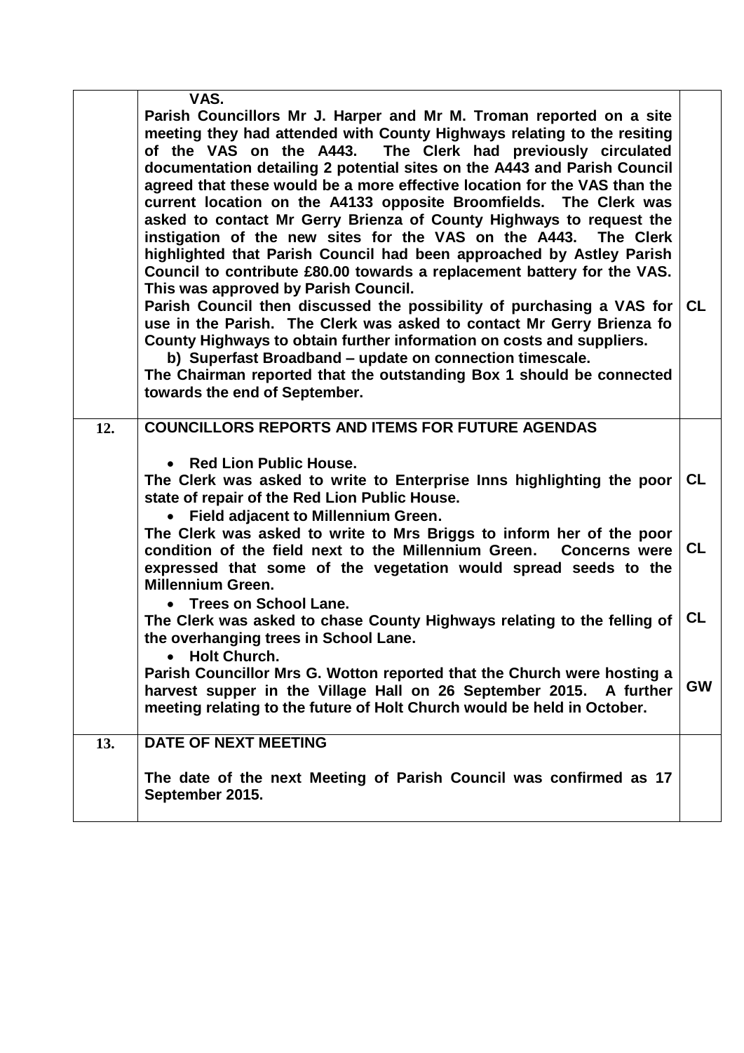| | | |
|---|---|---|
| | **VAS.**<br>**Parish Councillors Mr J. Harper and Mr M. Troman reported on a site meeting they had attended with County Highways relating to the resiting of the VAS on the A443. The Clerk had previously circulated documentation detailing 2 potential sites on the A443 and Parish Council agreed that these would be a more effective location for the VAS than the current location on the A4133 opposite Broomfields. The Clerk was asked to contact Mr Gerry Brienza of County Highways to request the instigation of the new sites for the VAS on the A443. The Clerk highlighted that Parish Council had been approached by Astley Parish Council to contribute £80.00 towards a replacement battery for the VAS. This was approved by Parish Council.**<br>**Parish Council then discussed the possibility of purchasing a VAS for use in the Parish. The Clerk was asked to contact Mr Gerry Brienza fo County Highways to obtain further information on costs and suppliers.**<br>**b) Superfast Broadband – update on connection timescale.**<br>**The Chairman reported that the outstanding Box 1 should be connected towards the end of September.** | **CL** |
| **12.** | **COUNCILLORS REPORTS AND ITEMS FOR FUTURE AGENDAS**<br><br>• **Red Lion Public House.**<br>**The Clerk was asked to write to Enterprise Inns highlighting the poor state of repair of the Red Lion Public House.**<br>• **Field adjacent to Millennium Green.**<br>**The Clerk was asked to write to Mrs Briggs to inform her of the poor condition of the field next to the Millennium Green. Concerns were expressed that some of the vegetation would spread seeds to the Millennium Green.**<br>• **Trees on School Lane.**<br>**The Clerk was asked to chase County Highways relating to the felling of the overhanging trees in School Lane.**<br>• **Holt Church.**<br>**Parish Councillor Mrs G. Wotton reported that the Church were hosting a harvest supper in the Village Hall on 26 September 2015. A further meeting relating to the future of Holt Church would be held in October.** | **CL**<br><br>**CL**<br><br>**CL**<br><br>**GW** |
| **13.** | **DATE OF NEXT MEETING**<br><br>**The date of the next Meeting of Parish Council was confirmed as 17 September 2015.** | |